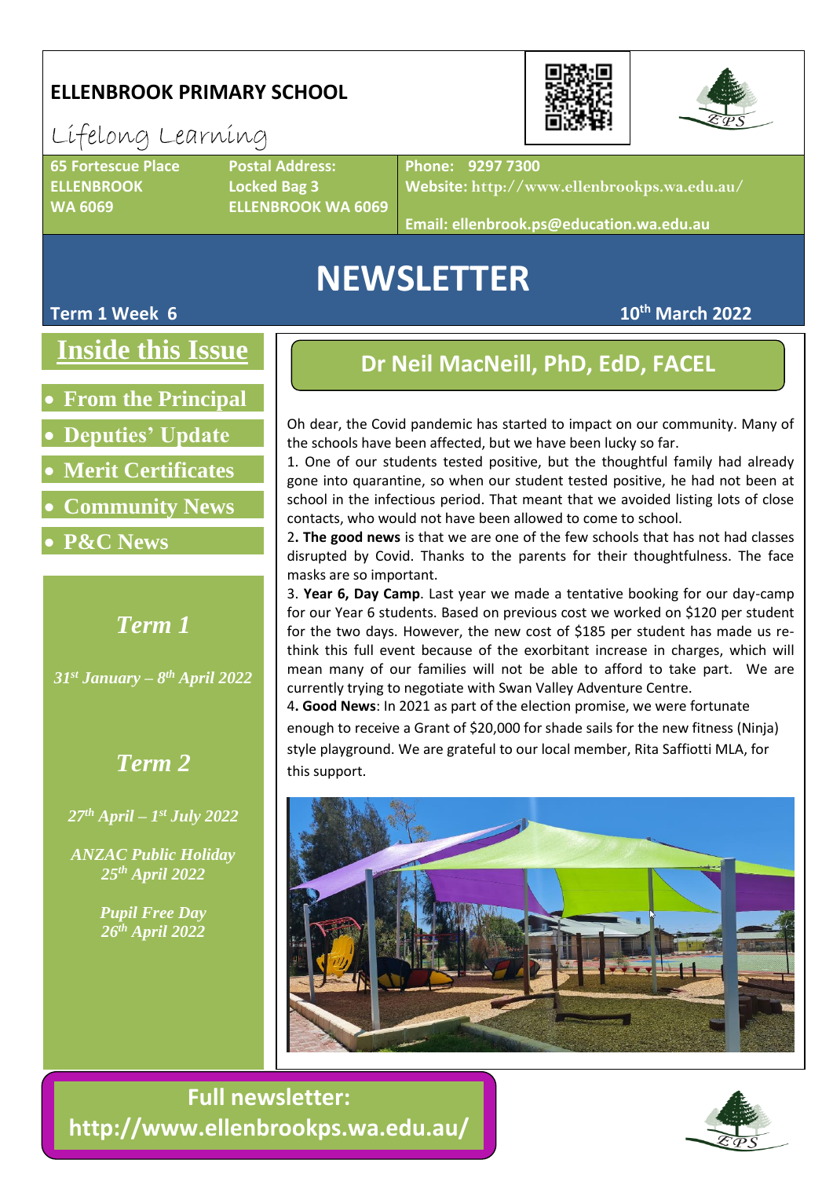# ELLENBROOK PRIMARY SCHOOL

Lifelong Learning

**65 Fortescue Place**
**ELLENBROOK**
**WA 6069**

**Postal Address:**
**Locked Bag 3**
**ELLENBROOK WA 6069**

**Phone: 9297 7300**
**Website: http://www.ellenbrookps.wa.edu.au/**

**Email: ellenbrook.ps@education.wa.edu.au**

# NEWSLETTER

**Term 1 Week 6** **10th March 2022**

## Inside this Issue

- From the Principal
- Deputies' Update
- Merit Certificates
- Community News
- P&C News

***Term 1***

*31st January – 8th April 2022*

***Term 2***

*27th April – 1st July 2022*

*ANZAC Public Holiday*
*25th April 2022*

*Pupil Free Day*
*26th April 2022*

## Dr Neil MacNeill, PhD, EdD, FACEL

Oh dear, the Covid pandemic has started to impact on our community. Many of the schools have been affected, but we have been lucky so far.

1. One of our students tested positive, but the thoughtful family had already gone into quarantine, so when our student tested positive, he had not been at school in the infectious period. That meant that we avoided listing lots of close contacts, who would not have been allowed to come to school.

2. **The good news** is that we are one of the few schools that has not had classes disrupted by Covid. Thanks to the parents for their thoughtfulness. The face masks are so important.

3. **Year 6, Day Camp**. Last year we made a tentative booking for our day-camp for our Year 6 students. Based on previous cost we worked on $120 per student for the two days. However, the new cost of $185 per student has made us re-think this full event because of the exorbitant increase in charges, which will mean many of our families will not be able to afford to take part. We are currently trying to negotiate with Swan Valley Adventure Centre.

4. **Good News**: In 2021 as part of the election promise, we were fortunate enough to receive a Grant of $20,000 for shade sails for the new fitness (Ninja) style playground. We are grateful to our local member, Rita Saffioti MLA, for this support.

**Full newsletter:**
**http://www.ellenbrookps.wa.edu.au/**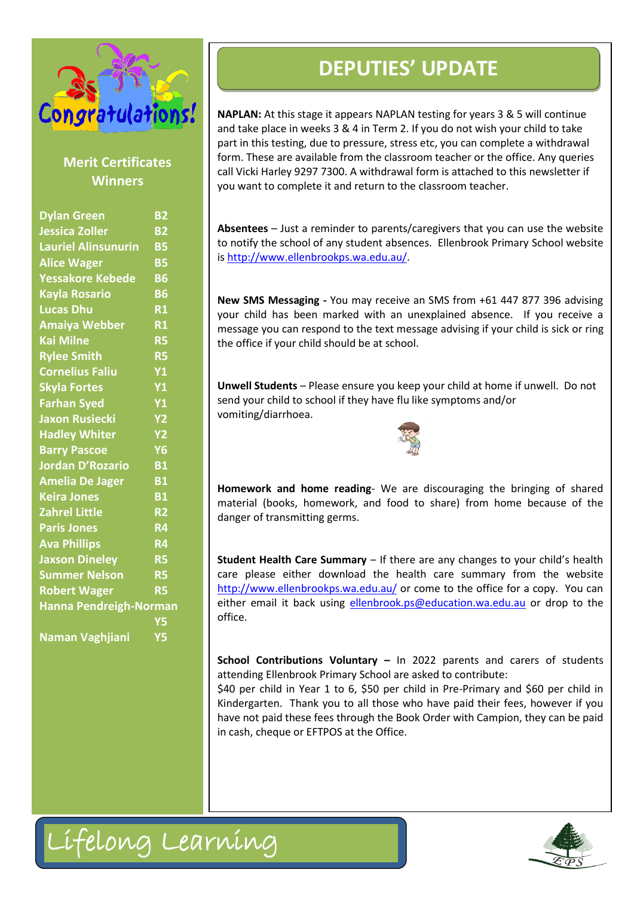## Merit Certificates Winners

| Name | Class |
|---|---|
| Dylan Green | B2 |
| Jessica Zoller | B2 |
| Lauriel Alinsunurin | B5 |
| Alice Wager | B5 |
| Yessakore Kebede | B6 |
| Kayla Rosario | B6 |
| Lucas Dhu | R1 |
| Amaiya Webber | R1 |
| Kai Milne | R5 |
| Rylee Smith | R5 |
| Cornelius Faliu | Y1 |
| Skyla Fortes | Y1 |
| Farhan Syed | Y1 |
| Jaxon Rusiecki | Y2 |
| Hadley Whiter | Y2 |
| Barry Pascoe | Y6 |
| Jordan D'Rozario | B1 |
| Amelia De Jager | B1 |
| Keira Jones | B1 |
| Zahrel Little | R2 |
| Paris Jones | R4 |
| Ava Phillips | R4 |
| Jaxson Dineley | R5 |
| Summer Nelson | R5 |
| Robert Wager | R5 |
| Hanna Pendreigh-Norman | Y5 |
| Naman Vaghjiani | Y5 |

# DEPUTIES' UPDATE

**NAPLAN:** At this stage it appears NAPLAN testing for years 3 & 5 will continue and take place in weeks 3 & 4 in Term 2. If you do not wish your child to take part in this testing, due to pressure, stress etc, you can complete a withdrawal form. These are available from the classroom teacher or the office. Any queries call Vicki Harley 9297 7300. A withdrawal form is attached to this newsletter if you want to complete it and return to the classroom teacher.

**Absentees** – Just a reminder to parents/caregivers that you can use the website to notify the school of any student absences. Ellenbrook Primary School website is http://www.ellenbrookps.wa.edu.au/.

**New SMS Messaging -** You may receive an SMS from +61 447 877 396 advising your child has been marked with an unexplained absence. If you receive a message you can respond to the text message advising if your child is sick or ring the office if your child should be at school.

**Unwell Students** – Please ensure you keep your child at home if unwell. Do not send your child to school if they have flu like symptoms and/or vomiting/diarrhoea.

**Homework and home reading**- We are discouraging the bringing of shared material (books, homework, and food to share) from home because of the danger of transmitting germs.

**Student Health Care Summary** – If there are any changes to your child's health care please either download the health care summary from the website http://www.ellenbrookps.wa.edu.au/ or come to the office for a copy. You can either email it back using ellenbrook.ps@education.wa.edu.au or drop to the office.

**School Contributions Voluntary –** In 2022 parents and carers of students attending Ellenbrook Primary School are asked to contribute:
$40 per child in Year 1 to 6, $50 per child in Pre-Primary and $60 per child in Kindergarten. Thank you to all those who have paid their fees, however if you have not paid these fees through the Book Order with Campion, they can be paid in cash, cheque or EFTPOS at the Office.

Lifelong Learning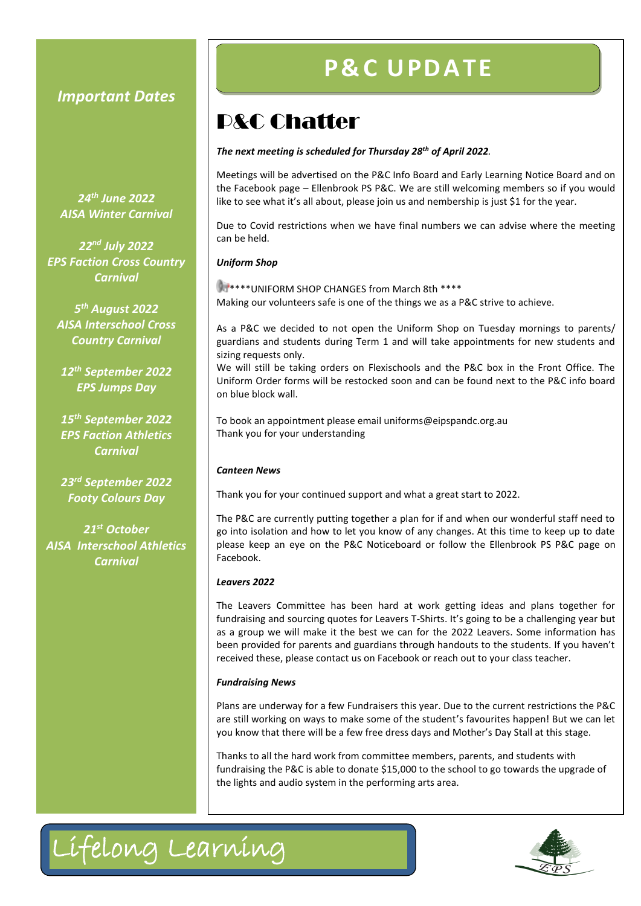## Important Dates

*24th June 2022*
*AISA Winter Carnival*

*22nd July 2022*
*EPS Faction Cross Country Carnival*

*5th August 2022*
*AISA Interschool Cross Country Carnival*

*12th September 2022*
*EPS Jumps Day*

*15th September 2022*
*EPS Faction Athletics Carnival*

*23rd September 2022*
*Footy Colours Day*

*21st October*
*AISA Interschool Athletics Carnival*

# P&C UPDATE

## P&C Chatter

***The next meeting is scheduled for Thursday 28th of April 2022.***

Meetings will be advertised on the P&C Info Board and Early Learning Notice Board and on the Facebook page – Ellenbrook PS P&C. We are still welcoming members so if you would like to see what it's all about, please join us and membership is just $1 for the year.

Due to Covid restrictions when we have final numbers we can advise where the meeting can be held.

***Uniform Shop***

****UNIFORM SHOP CHANGES from March 8th ****
Making our volunteers safe is one of the things we as a P&C strive to achieve.

As a P&C we decided to not open the Uniform Shop on Tuesday mornings to parents/ guardians and students during Term 1 and will take appointments for new students and sizing requests only.
We will still be taking orders on Flexischools and the P&C box in the Front Office. The Uniform Order forms will be restocked soon and can be found next to the P&C info board on blue block wall.

To book an appointment please email uniforms@eipspandc.org.au
Thank you for your understanding

***Canteen News***

Thank you for your continued support and what a great start to 2022.

The P&C are currently putting together a plan for if and when our wonderful staff need to go into isolation and how to let you know of any changes. At this time to keep up to date please keep an eye on the P&C Noticeboard or follow the Ellenbrook PS P&C page on Facebook.

***Leavers 2022***

The Leavers Committee has been hard at work getting ideas and plans together for fundraising and sourcing quotes for Leavers T-Shirts. It's going to be a challenging year but as a group we will make it the best we can for the 2022 Leavers. Some information has been provided for parents and guardians through handouts to the students. If you haven't received these, please contact us on Facebook or reach out to your class teacher.

***Fundraising News***

Plans are underway for a few Fundraisers this year. Due to the current restrictions the P&C are still working on ways to make some of the student's favourites happen! But we can let you know that there will be a few free dress days and Mother's Day Stall at this stage.

Thanks to all the hard work from committee members, parents, and students with fundraising the P&C is able to donate $15,000 to the school to go towards the upgrade of the lights and audio system in the performing arts area.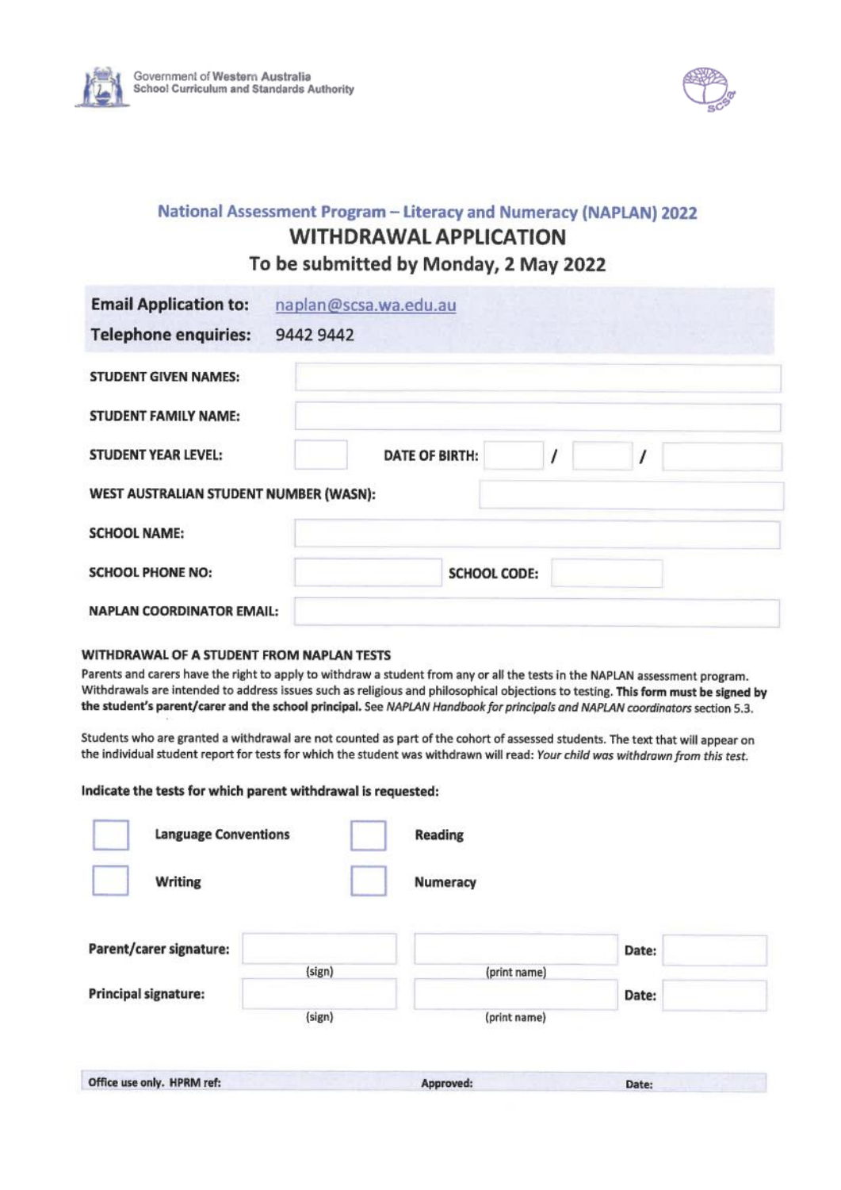Government of Western Australia
School Curriculum and Standards Authority

## National Assessment Program – Literacy and Numeracy (NAPLAN) 2022

# WITHDRAWAL APPLICATION

### To be submitted by Monday, 2 May 2022

**Email Application to:** naplan@scsa.wa.edu.au

**Telephone enquiries:** 9442 9442

| | |
|---|---|
| **STUDENT GIVEN NAMES:** | |
| **STUDENT FAMILY NAME:** | |
| **STUDENT YEAR LEVEL:** | |
| **DATE OF BIRTH:** | / / |
| **WEST AUSTRALIAN STUDENT NUMBER (WASN):** | |
| **SCHOOL NAME:** | |
| **SCHOOL PHONE NO:** | |
| **SCHOOL CODE:** | |
| **NAPLAN COORDINATOR EMAIL:** | |

### WITHDRAWAL OF A STUDENT FROM NAPLAN TESTS

Parents and carers have the right to apply to withdraw a student from any or all the tests in the NAPLAN assessment program. Withdrawals are intended to address issues such as religious and philosophical objections to testing. **This form must be signed by the student's parent/carer and the school principal.** See *NAPLAN Handbook for principals and NAPLAN coordinators* section 5.3.

Students who are granted a withdrawal are not counted as part of the cohort of assessed students. The text that will appear on the individual student report for tests for which the student was withdrawn will read: *Your child was withdrawn from this test.*

**Indicate the tests for which parent withdrawal is requested:**

- ☐ Language Conventions
- ☐ Reading
- ☐ Writing
- ☐ Numeracy

| | | | |
|---|---|---|---|
| **Parent/carer signature:** | (sign) | (print name) | **Date:** |
| **Principal signature:** | (sign) | (print name) | **Date:** |

Office use only. HPRM ref: Approved: Date: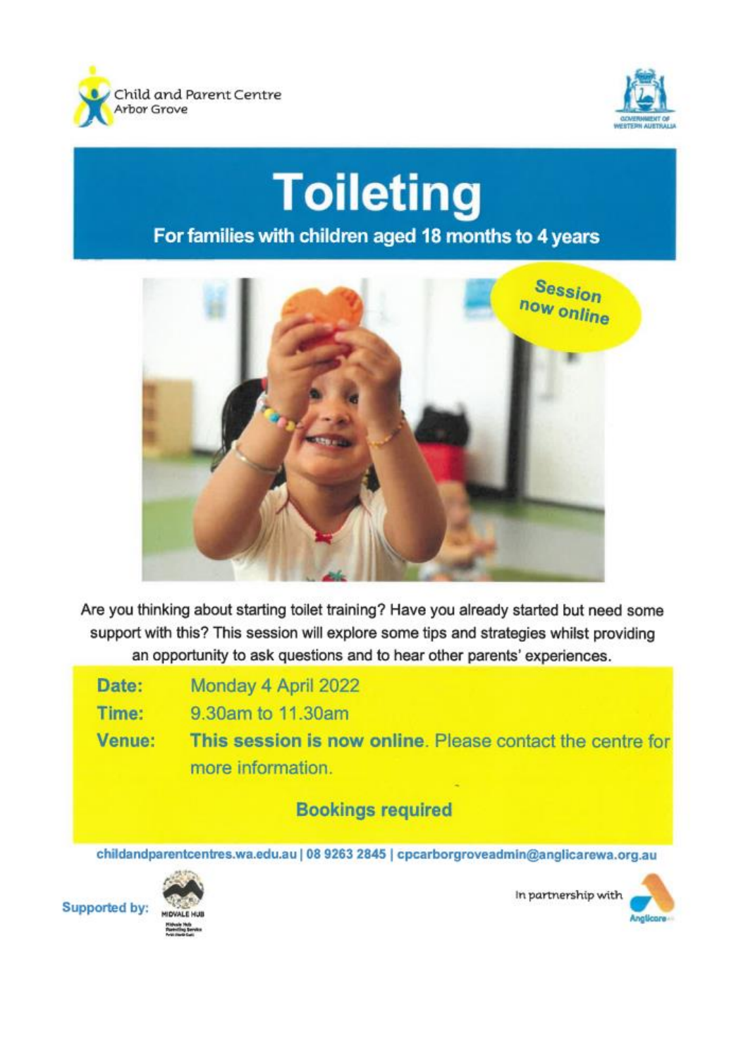Child and Parent Centre
Arbor Grove

# Toileting

## For families with children aged 18 months to 4 years

**Session now online**

Are you thinking about starting toilet training? Have you already started but need some support with this? This session will explore some tips and strategies whilst providing an opportunity to ask questions and to hear other parents' experiences.

**Date:** Monday 4 April 2022

**Time:** 9.30am to 11.30am

**Venue:** **This session is now online**. Please contact the centre for more information.

**Bookings required**

childandparentcentres.wa.edu.au | 08 9263 2845 | cpcarborgroveadmin@anglicarewa.org.au

Supported by: Midvale Hub

In partnership with Anglicare WA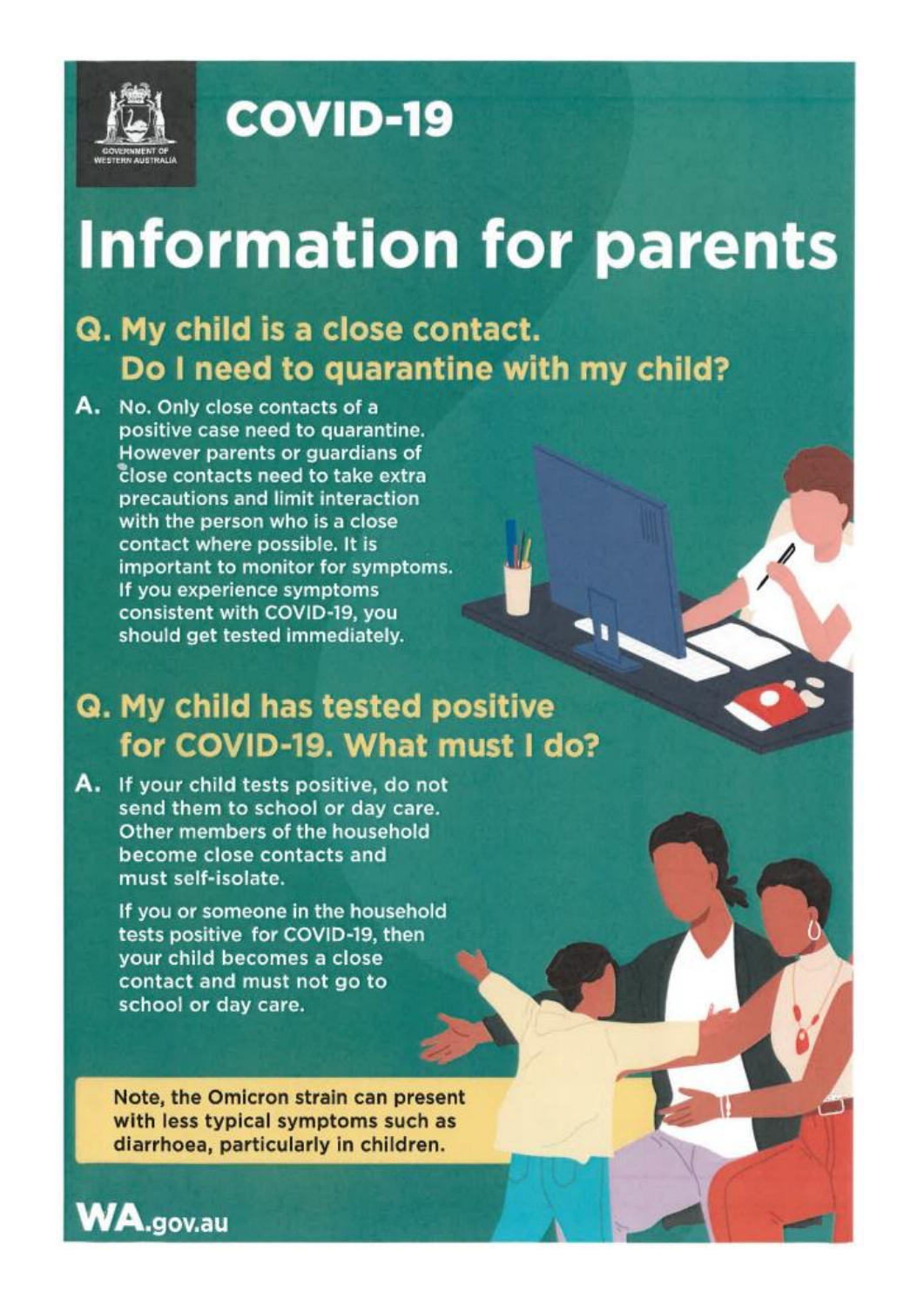GOVERNMENT OF WESTERN AUSTRALIA

# COVID-19

# Information for parents

## Q. My child is a close contact. Do I need to quarantine with my child?

**A.** No. Only close contacts of a positive case need to quarantine. However parents or guardians of close contacts need to take extra precautions and limit interaction with the person who is a close contact where possible. It is important to monitor for symptoms. If you experience symptoms consistent with COVID-19, you should get tested immediately.

## Q. My child has tested positive for COVID-19. What must I do?

**A.** If your child tests positive, do not send them to school or day care. Other members of the household become close contacts and must self-isolate.

If you or someone in the household tests positive for COVID-19, then your child becomes a close contact and must not go to school or day care.

**Note, the Omicron strain can present with less typical symptoms such as diarrhoea, particularly in children.**

**WA.gov.au**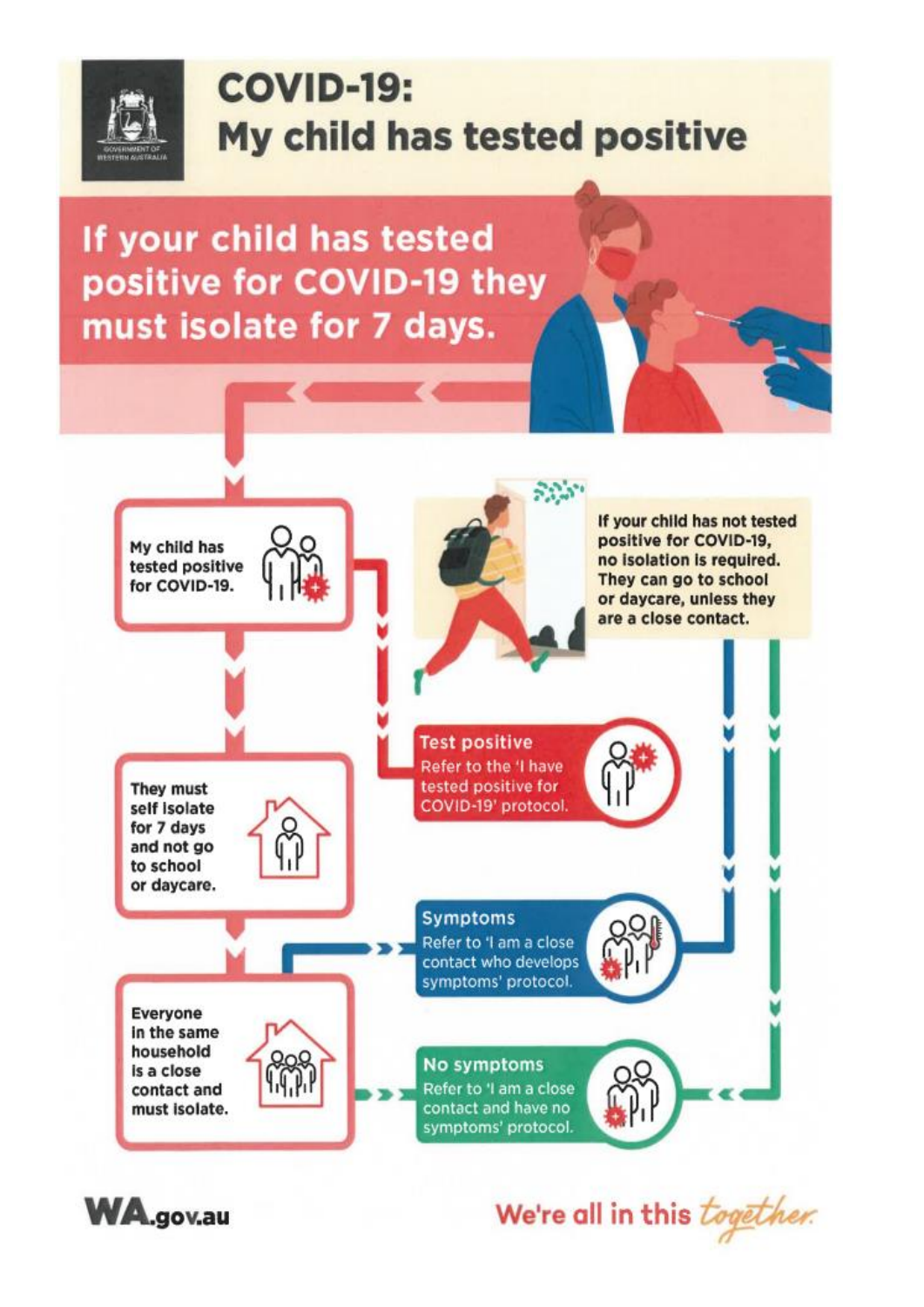# COVID-19: My child has tested positive

## If your child has tested positive for COVID-19 they must isolate for 7 days.

**My child has tested positive for COVID-19.**

**They must self isolate for 7 days and not go to school or daycare.**

**Everyone in the same household is a close contact and must isolate.**

**If your child has not tested positive for COVID-19, no isolation is required. They can go to school or daycare, unless they are a close contact.**

**Test positive**
Refer to the 'I have tested positive for COVID-19' protocol.

**Symptoms**
Refer to 'I am a close contact who develops symptoms' protocol.

**No symptoms**
Refer to 'I am a close contact and have no symptoms' protocol.

WA.gov.au

We're all in this *together.*